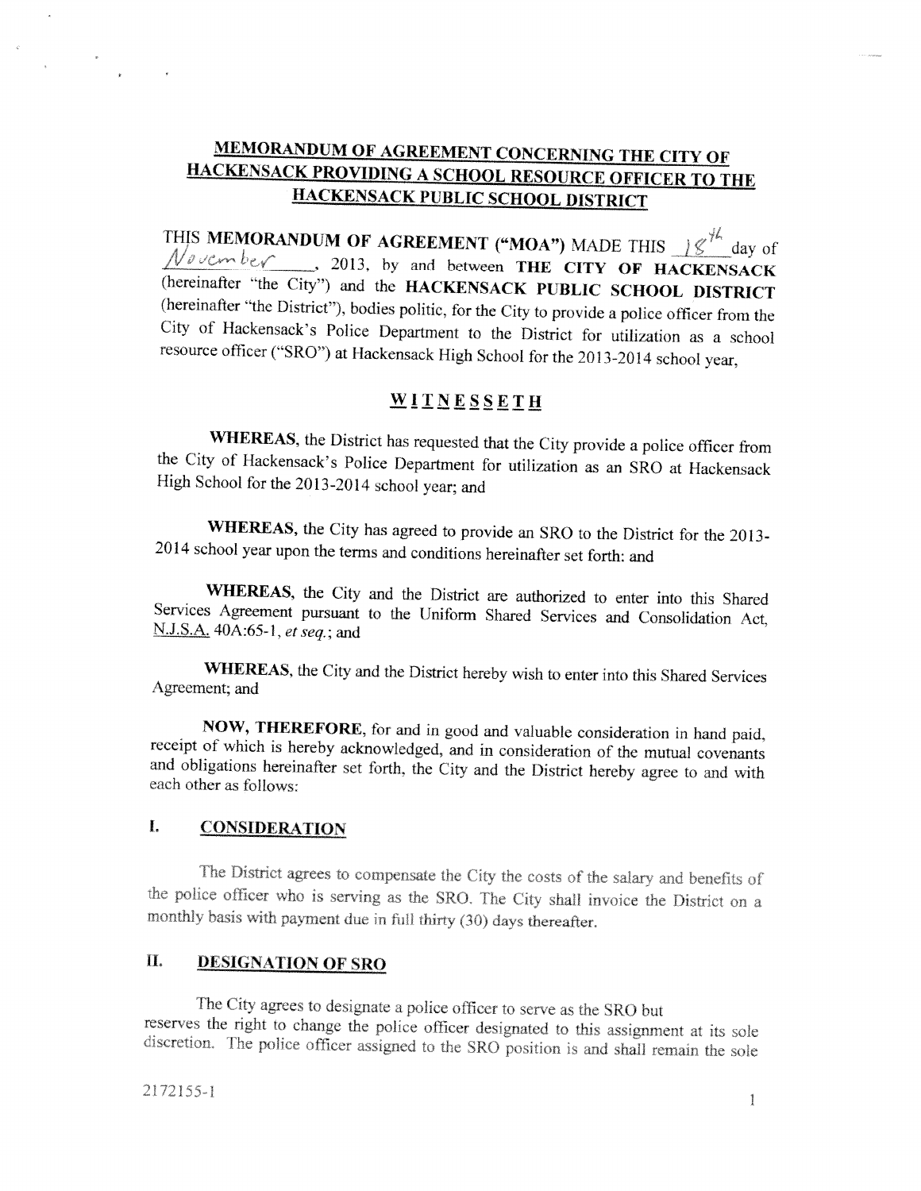# MEMORANDUM OF AGREEMENT CONCERNING THE CITY OF HACKENSACK PROVIDING A SCHOOL RESOURCE OFFICER TO THE HACKENSACK PUBLIC SCHOOL DISTRICT

THIS **MEMORANDUM OF AGREEMENT ("MOA")** MADE THIS 18th day of November, 2013, by and between **THE CITY OF HACKENSACK** (hereinafter "the City") and the **HACKENSACK PUBLIC SCHOOL DISTRICT** (hereinafter "the District"), bodies politic, for the City to provide a police officer from the City of Hackensack's Police Department to the District for utilization as a school resource officer ("SRO") at Hackensack High School for the 2013-2014 school year,

## WITNESSETH

**WHEREAS,** the District has requested that the City provide a police officer from the City of Hackensack's Police Department for utilization as an SRO at Hackensack High School for the 2013-2014 school year; and

**WHEREAS,** the City has agreed to provide an SRO to the District for the 2013-2014 school year upon the terms and conditions hereinafter set forth: and

**WHEREAS,** the City and the District are authorized to enter into this Shared Services Agreement pursuant to the Uniform Shared Services and Consolidation Act, N.J.S.A. 40A:65-1, *et seq.*; and

**WHEREAS,** the City and the District hereby wish to enter into this Shared Services Agreement; and

**NOW, THEREFORE,** for and in good and valuable consideration in hand paid, receipt of which is hereby acknowledged, and in consideration of the mutual covenants and obligations hereinafter set forth, the City and the District hereby agree to and with each other as follows:

## I. CONSIDERATION

The District agrees to compensate the City the costs of the salary and benefits of the police officer who is serving as the SRO. The City shall invoice the District on a monthly basis with payment due in full thirty (30) days thereafter.

## II. DESIGNATION OF SRO

The City agrees to designate a police officer to serve as the SRO but reserves the right to change the police officer designated to this assignment at its sole discretion. The police officer assigned to the SRO position is and shall remain the sole

2172155-1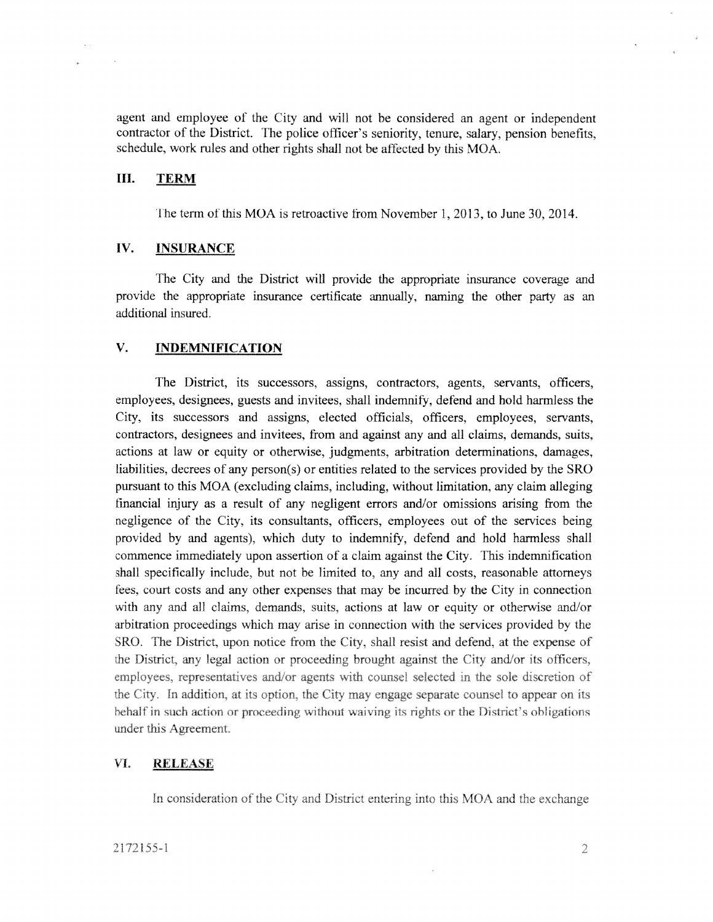agent and employee of the City and will not be considered an agent or independent contractor of the District. The police officer's seniority, tenure, salary, pension benefits, schedule, work rules and other rights shall not be affected by this MOA.

## III. TERM

The term of this MOA is retroactive from November 1, 2013, to June 30, 2014.

## IV. INSURANCE

The City and the District will provide the appropriate insurance coverage and provide the appropriate insurance certificate annually, naming the other party as an additional insured.

## V. INDEMNIFICATION

The District, its successors, assigns, contractors, agents, servants, officers, employees, designees, guests and invitees, shall indemnify, defend and hold harmless the City, its successors and assigns, elected officials, officers, employees, servants, contractors, designees and invitees, from and against any and all claims, demands, suits, actions at law or equity or otherwise, judgments, arbitration determinations, damages, liabilities, decrees of any person(s) or entities related to the services provided by the SRO pursuant to this MOA (excluding claims, including, without limitation, any claim alleging financial injury as a result of any negligent errors and/or omissions arising from the negligence of the City, its consultants, officers, employees out of the services being provided by and agents), which duty to indemnify, defend and hold harmless shall commence immediately upon assertion of a claim against the City. This indemnification shall specifically include, but not be limited to, any and all costs, reasonable attorneys fees, court costs and any other expenses that may be incurred by the City in connection with any and all claims, demands, suits, actions at law or equity or otherwise and/or arbitration proceedings which may arise in connection with the services provided by the SRO. The District, upon notice from the City, shall resist and defend, at the expense of the District, any legal action or proceeding brought against the City and/or its officers, employees, representatives and/or agents with counsel selected in the sole discretion of the City. In addition, at its option, the City may engage separate counsel to appear on its behalf in such action or proceeding without waiving its rights or the District's obligations under this Agreement.

## VI. RELEASE

In consideration of the City and District entering into this MOA and the exchange

2172155-1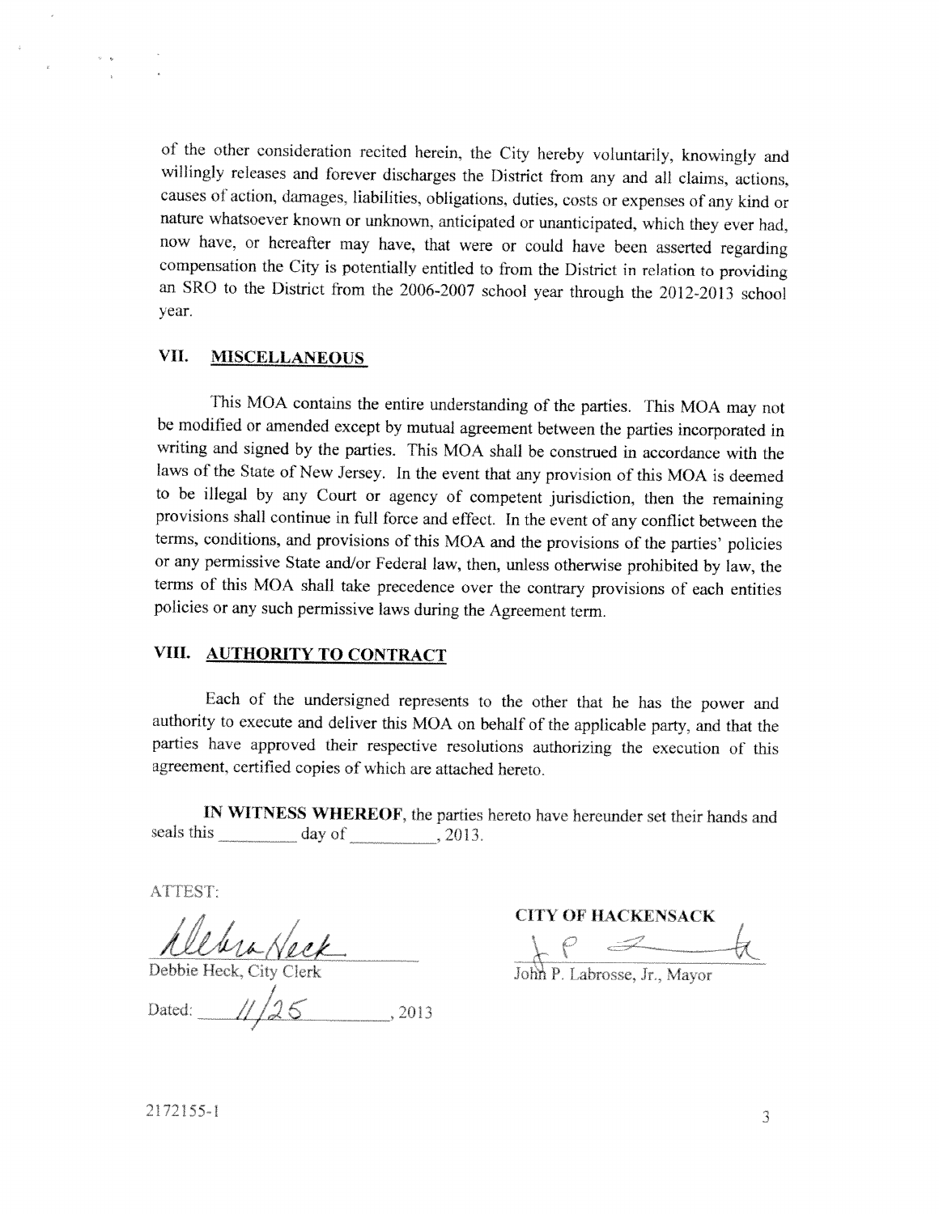of the other consideration recited herein, the City hereby voluntarily, knowingly and willingly releases and forever discharges the District from any and all claims, actions, causes of action, damages, liabilities, obligations, duties, costs or expenses of any kind or nature whatsoever known or unknown, anticipated or unanticipated, which they ever had, now have, or hereafter may have, that were or could have been asserted regarding compensation the City is potentially entitled to from the District in relation to providing an SRO to the District from the 2006-2007 school year through the 2012-2013 school year.

## VII. MISCELLANEOUS

This MOA contains the entire understanding of the parties. This MOA may not be modified or amended except by mutual agreement between the parties incorporated in writing and signed by the parties. This MOA shall be construed in accordance with the laws of the State of New Jersey. In the event that any provision of this MOA is deemed to be illegal by any Court or agency of competent jurisdiction, then the remaining provisions shall continue in full force and effect. In the event of any conflict between the terms, conditions, and provisions of this MOA and the provisions of the parties' policies or any permissive State and/or Federal law, then, unless otherwise prohibited by law, the terms of this MOA shall take precedence over the contrary provisions of each entities policies or any such permissive laws during the Agreement term.

## VIII. AUTHORITY TO CONTRACT

Each of the undersigned represents to the other that he has the power and authority to execute and deliver this MOA on behalf of the applicable party, and that the parties have approved their respective resolutions authorizing the execution of this agreement, certified copies of which are attached hereto.

**IN WITNESS WHEREOF**, the parties hereto have hereunder set their hands and seals this _________ day of _________, 2013.

ATTEST:

Debbie Heck
Debbie Heck, City Clerk

Dated: 11/25, 2013

**CITY OF HACKENSACK**

John P. Labrosse, Jr., Mayor

2172155-1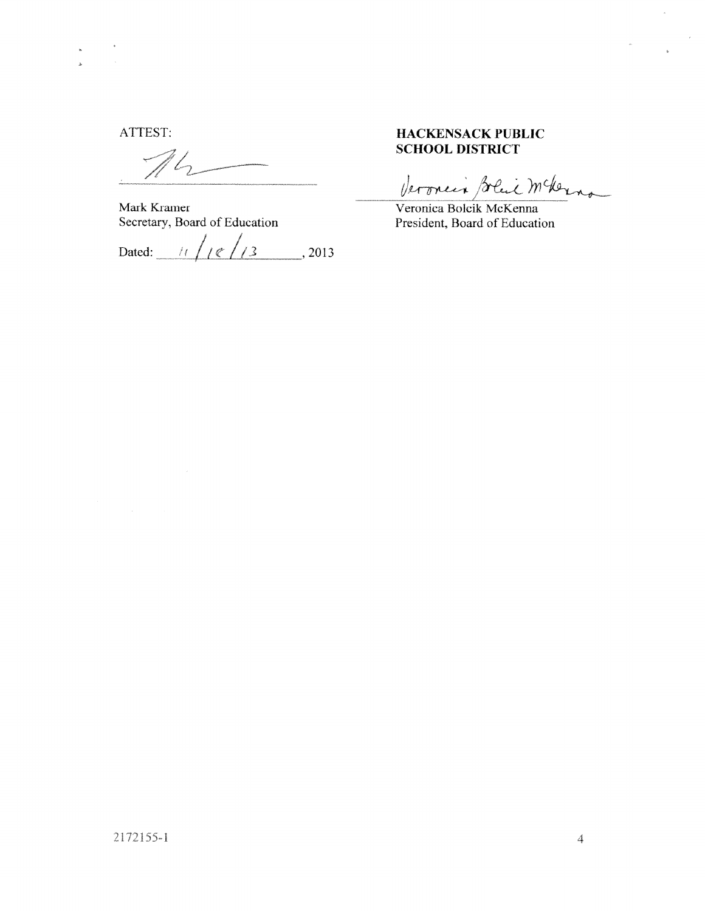ATTEST:

Mark Kramer
Secretary, Board of Education

Dated: 11/18/13, 2013

**HACKENSACK PUBLIC SCHOOL DISTRICT**

Veronica Bolcik McKenna
President, Board of Education

2172155-1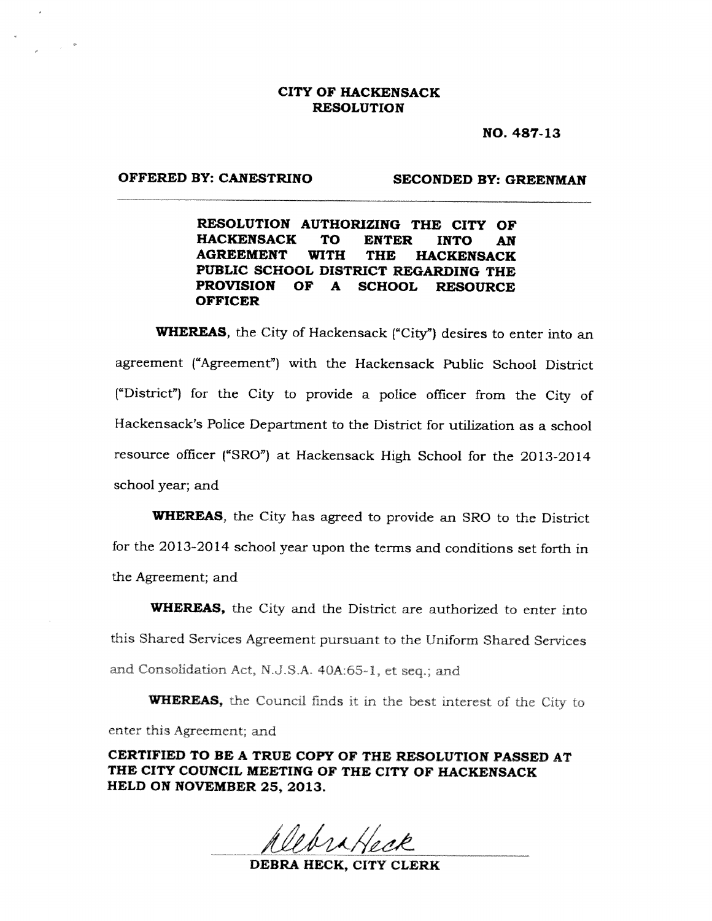**CITY OF HACKENSACK**
**RESOLUTION**

**NO. 487-13**

**OFFERED BY: CANESTRINO** **SECONDED BY: GREENMAN**

---

**RESOLUTION AUTHORIZING THE CITY OF HACKENSACK TO ENTER INTO AN AGREEMENT WITH THE HACKENSACK PUBLIC SCHOOL DISTRICT REGARDING THE PROVISION OF A SCHOOL RESOURCE OFFICER**

**WHEREAS**, the City of Hackensack ("City") desires to enter into an agreement ("Agreement") with the Hackensack Public School District ("District") for the City to provide a police officer from the City of Hackensack's Police Department to the District for utilization as a school resource officer ("SRO") at Hackensack High School for the 2013-2014 school year; and

**WHEREAS**, the City has agreed to provide an SRO to the District for the 2013-2014 school year upon the terms and conditions set forth in the Agreement; and

**WHEREAS,** the City and the District are authorized to enter into this Shared Services Agreement pursuant to the Uniform Shared Services and Consolidation Act, N.J.S.A. 40A:65-1, et seq.; and

**WHEREAS,** the Council finds it in the best interest of the City to enter this Agreement; and

**CERTIFIED TO BE A TRUE COPY OF THE RESOLUTION PASSED AT THE CITY COUNCIL MEETING OF THE CITY OF HACKENSACK HELD ON NOVEMBER 25, 2013.**

Debra Heck

**DEBRA HECK, CITY CLERK**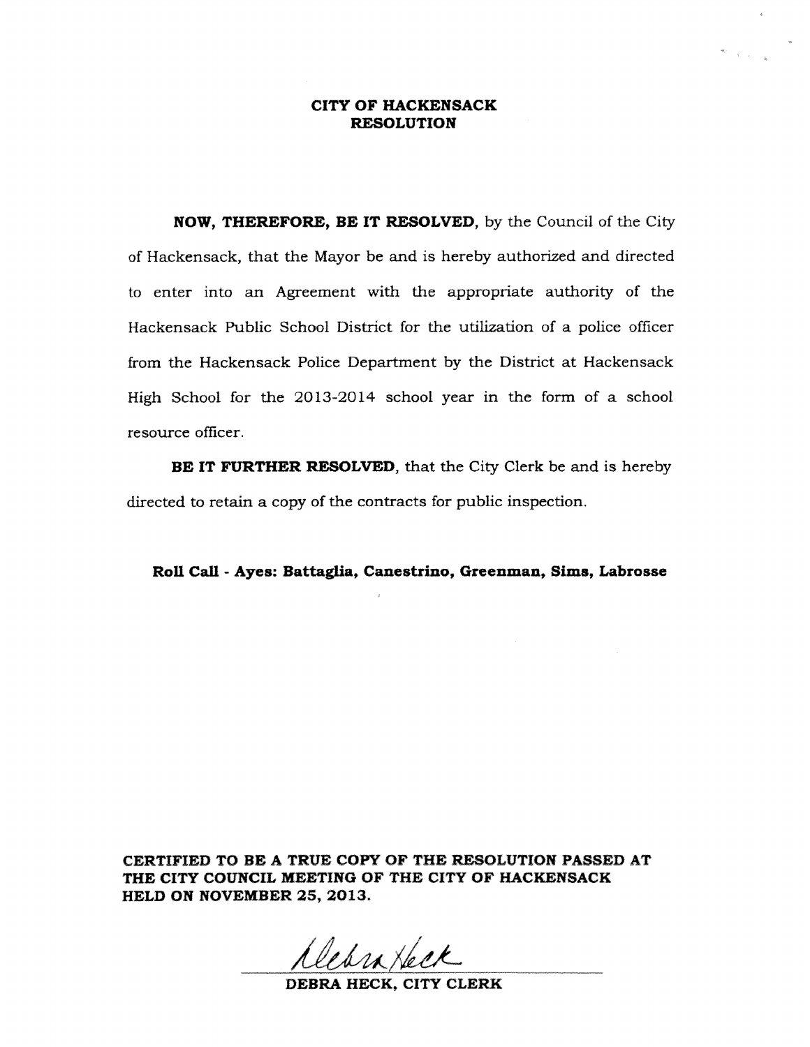# CITY OF HACKENSACK
## RESOLUTION

**NOW, THEREFORE, BE IT RESOLVED**, by the Council of the City of Hackensack, that the Mayor be and is hereby authorized and directed to enter into an Agreement with the appropriate authority of the Hackensack Public School District for the utilization of a police officer from the Hackensack Police Department by the District at Hackensack High School for the 2013-2014 school year in the form of a school resource officer.

**BE IT FURTHER RESOLVED**, that the City Clerk be and is hereby directed to retain a copy of the contracts for public inspection.

**Roll Call - Ayes: Battaglia, Canestrino, Greenman, Sims, Labrosse**

**CERTIFIED TO BE A TRUE COPY OF THE RESOLUTION PASSED AT THE CITY COUNCIL MEETING OF THE CITY OF HACKENSACK HELD ON NOVEMBER 25, 2013.**

Debra Heck

**DEBRA HECK, CITY CLERK**